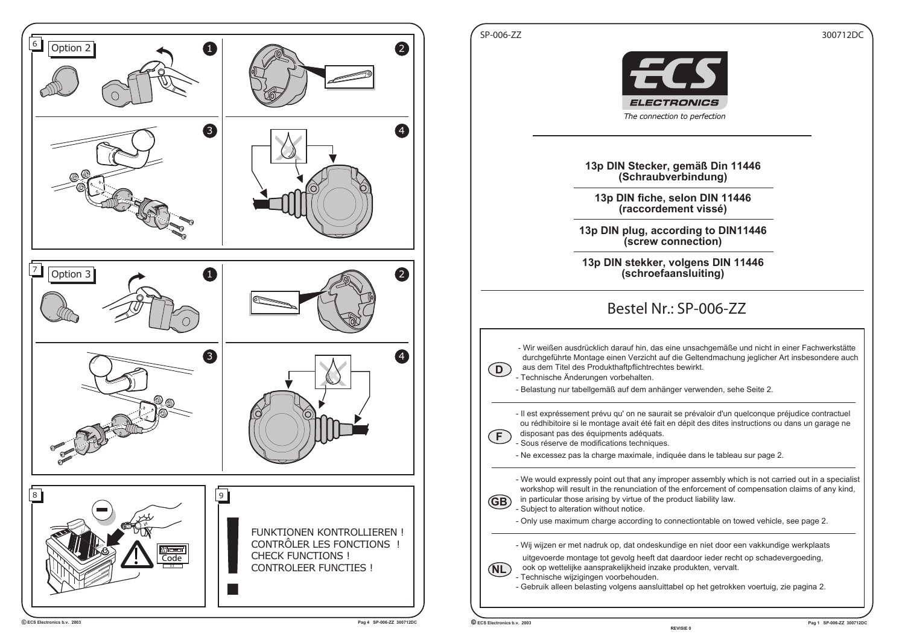## 6 Option 2

1 2 3 4

## 7 Option 3

1 2 3 4

## 8

Code

## 9

!

FUNKTIONEN KONTROLLIEREN !
CONTRÔLER LES FONCTIONS !
CHECK FUNCTIONS !
CONTROLEER FUNCTIES !

---

SP-006-ZZ 300712DC

**ECS ELECTRONICS**

*The connection to perfection*

**13p DIN Stecker, gemäß Din 11446 (Schraubverbindung)**

**13p DIN fiche, selon DIN 11446 (raccordement vissé)**

**13p DIN plug, according to DIN11446 (screw connection)**

**13p DIN stekker, volgens DIN 11446 (schroefaansluiting)**

# Bestel Nr.: SP-006-ZZ

**D**

- Wir weißen ausdrücklich darauf hin, das eine unsachgemäße und nicht in einer Fachwerkstätte durchgeführte Montage einen Verzicht auf die Geltendmachung jeglicher Art insbesondere auch aus dem Titel des Produkthaftpflichtrechtes bewirkt.
- Technische Änderungen vorbehalten.
- Belastung nur tabellgemäß auf dem anhänger verwenden, sehe Seite 2.

**F**

- Il est expréssement prévu qu' on ne saurait se prévaloir d'un quelconque préjudice contractuel ou rédhibitoire si le montage avait été fait en dépit des dites instructions ou dans un garage ne disposant pas des équipments adéquats.
- Sous réserve de modifications techniques.
- Ne excessez pas la charge maximale, indiquée dans le tableau sur page 2.

**GB**

- We would expressly point out that any improper assembly which is not carried out in a specialist workshop will result in the renunciation of the enforcement of compensation claims of any kind, in particular those arising by virtue of the product liability law.
- Subject to alteration without notice.
- Only use maximum charge according to connectiontable on towed vehicle, see page 2.

**NL**

- Wij wijzen er met nadruk op, dat ondeskundige en niet door een vakkundige werkplaats uitgevoerde montage tot gevolg heeft dat daardoor ieder recht op schadevergoeding, ook op wettelijke aansprakelijkheid inzake produkten, vervalt.
- Technische wijzigingen voorbehouden.
- Gebruik alleen belasting volgens aansluittabel op het getrokken voertuig, zie pagina 2.

© ECS Electronics b.v. 2003

REVISIE 0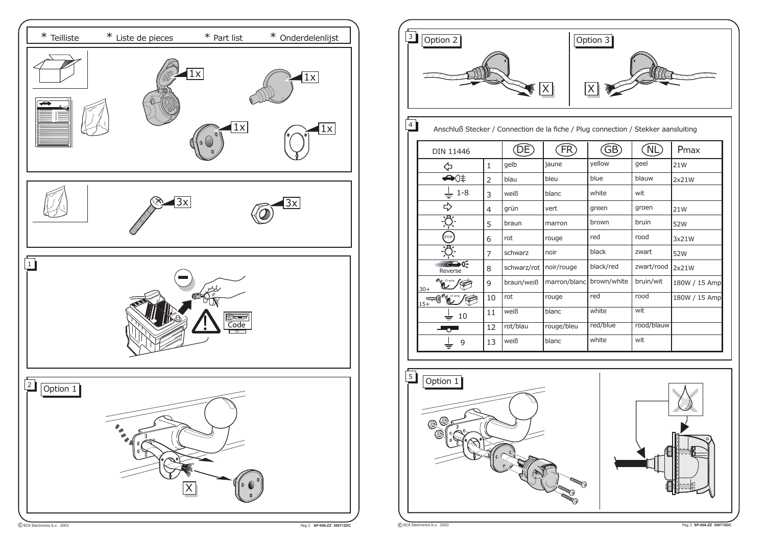* Teilliste * Liste de pieces * Part list * Onderdelenlijst

1x

1x

1x

1x

3x

3x

1

Code

2

Option 1

X

3

Option 2

X

Option 3

X

4

Anschluß Stecker / Connection de la fiche / Plug connection / Stekker aansluiting

| DIN 11446 | | DE | FR | GB | NL | Pmax |
|---|---|---|---|---|---|---|
| | 1 | gelb | jaune | yellow | geel | 21W |
| | 2 | blau | bleu | blue | blauw | 2x21W |
| 1-8 | 3 | weiß | blanc | white | wit | |
| | 4 | grün | vert | green | groen | 21W |
| | 5 | braun | marron | brown | bruin | 52W |
| STOP | 6 | rot | rouge | red | rood | 3x21W |
| | 7 | schwarz | noir | black | zwart | 52W |
| Reverse | 8 | schwarz/rot | noir/rouge | black/red | zwart/rood | 2x21W |
| 30+ 15 amp. | 9 | braun/weiß | marron/blanc | brown/white | bruin/wit | 180W / 15 Amp |
| 15+ 15 amp. | 10 | rot | rouge | red | rood | 180W / 15 Amp |
| 10 | 11 | weiß | blanc | white | wit | |
| | 12 | rot/blau | rouge/bleu | red/blue | rood/blauw | |
| 9 | 13 | weiß | blanc | white | wit | |

5

Option 1